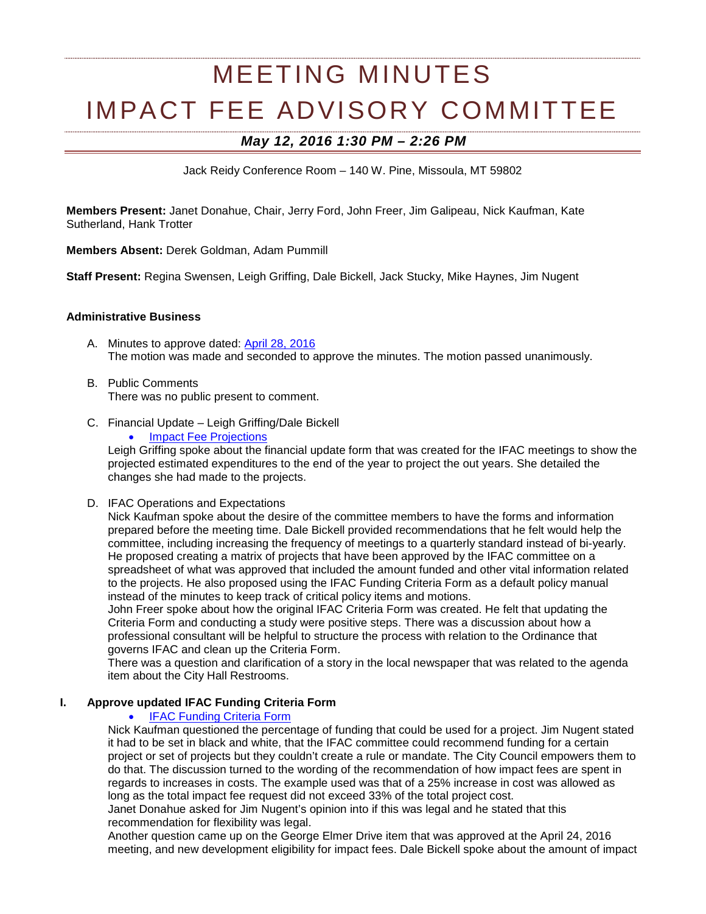# MEETING MINUTES
# IMPACT FEE ADVISORY COMMITTEE

## *May 12, 2016 1:30 PM – 2:26 PM*

Jack Reidy Conference Room – 140 W. Pine, Missoula, MT 59802

**Members Present:** Janet Donahue, Chair, Jerry Ford, John Freer, Jim Galipeau, Nick Kaufman, Kate Sutherland, Hank Trotter

**Members Absent:** Derek Goldman, Adam Pummill

**Staff Present:** Regina Swensen, Leigh Griffing, Dale Bickell, Jack Stucky, Mike Haynes, Jim Nugent

### Administrative Business

A. Minutes to approve dated: April 28, 2016
The motion was made and seconded to approve the minutes. The motion passed unanimously.

B. Public Comments
There was no public present to comment.

C. Financial Update – Leigh Griffing/Dale Bickell
- Impact Fee Projections

Leigh Griffing spoke about the financial update form that was created for the IFAC meetings to show the projected estimated expenditures to the end of the year to project the out years. She detailed the changes she had made to the projects.

D. IFAC Operations and Expectations
Nick Kaufman spoke about the desire of the committee members to have the forms and information prepared before the meeting time. Dale Bickell provided recommendations that he felt would help the committee, including increasing the frequency of meetings to a quarterly standard instead of bi-yearly. He proposed creating a matrix of projects that have been approved by the IFAC committee on a spreadsheet of what was approved that included the amount funded and other vital information related to the projects. He also proposed using the IFAC Funding Criteria Form as a default policy manual instead of the minutes to keep track of critical policy items and motions.
John Freer spoke about how the original IFAC Criteria Form was created. He felt that updating the Criteria Form and conducting a study were positive steps. There was a discussion about how a professional consultant will be helpful to structure the process with relation to the Ordinance that governs IFAC and clean up the Criteria Form.
There was a question and clarification of a story in the local newspaper that was related to the agenda item about the City Hall Restrooms.

### I. Approve updated IFAC Funding Criteria Form

- IFAC Funding Criteria Form

Nick Kaufman questioned the percentage of funding that could be used for a project. Jim Nugent stated it had to be set in black and white, that the IFAC committee could recommend funding for a certain project or set of projects but they couldn't create a rule or mandate. The City Council empowers them to do that. The discussion turned to the wording of the recommendation of how impact fees are spent in regards to increases in costs. The example used was that of a 25% increase in cost was allowed as long as the total impact fee request did not exceed 33% of the total project cost.
Janet Donahue asked for Jim Nugent's opinion into if this was legal and he stated that this recommendation for flexibility was legal.
Another question came up on the George Elmer Drive item that was approved at the April 24, 2016 meeting, and new development eligibility for impact fees. Dale Bickell spoke about the amount of impact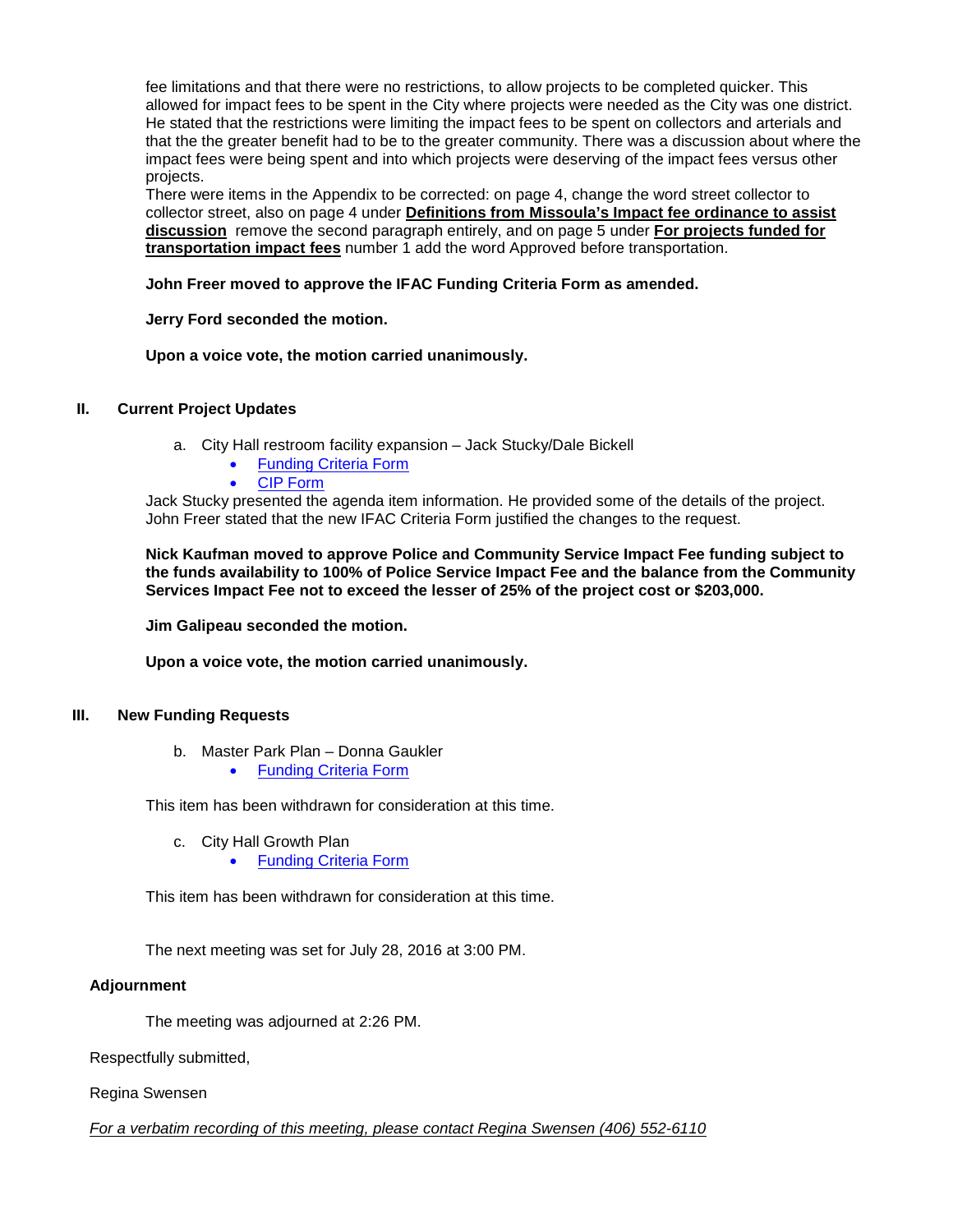fee limitations and that there were no restrictions, to allow projects to be completed quicker. This allowed for impact fees to be spent in the City where projects were needed as the City was one district. He stated that the restrictions were limiting the impact fees to be spent on collectors and arterials and that the the greater benefit had to be to the greater community. There was a discussion about where the impact fees were being spent and into which projects were deserving of the impact fees versus other projects.

There were items in the Appendix to be corrected: on page 4, change the word street collector to collector street, also on page 4 under **Definitions from Missoula's Impact fee ordinance to assist discussion** remove the second paragraph entirely, and on page 5 under **For projects funded for transportation impact fees** number 1 add the word Approved before transportation.

**John Freer moved to approve the IFAC Funding Criteria Form as amended.**

**Jerry Ford seconded the motion.**

**Upon a voice vote, the motion carried unanimously.**

## II. Current Project Updates

a. City Hall restroom facility expansion – Jack Stucky/Dale Bickell
   - Funding Criteria Form
   - CIP Form

Jack Stucky presented the agenda item information. He provided some of the details of the project. John Freer stated that the new IFAC Criteria Form justified the changes to the request.

**Nick Kaufman moved to approve Police and Community Service Impact Fee funding subject to the funds availability to 100% of Police Service Impact Fee and the balance from the Community Services Impact Fee not to exceed the lesser of 25% of the project cost or $203,000.**

**Jim Galipeau seconded the motion.**

**Upon a voice vote, the motion carried unanimously.**

## III. New Funding Requests

b. Master Park Plan – Donna Gaukler
   - Funding Criteria Form

This item has been withdrawn for consideration at this time.

c. City Hall Growth Plan
   - Funding Criteria Form

This item has been withdrawn for consideration at this time.

The next meeting was set for July 28, 2016 at 3:00 PM.

## Adjournment

The meeting was adjourned at 2:26 PM.

Respectfully submitted,

Regina Swensen

*For a verbatim recording of this meeting, please contact Regina Swensen (406) 552-6110*